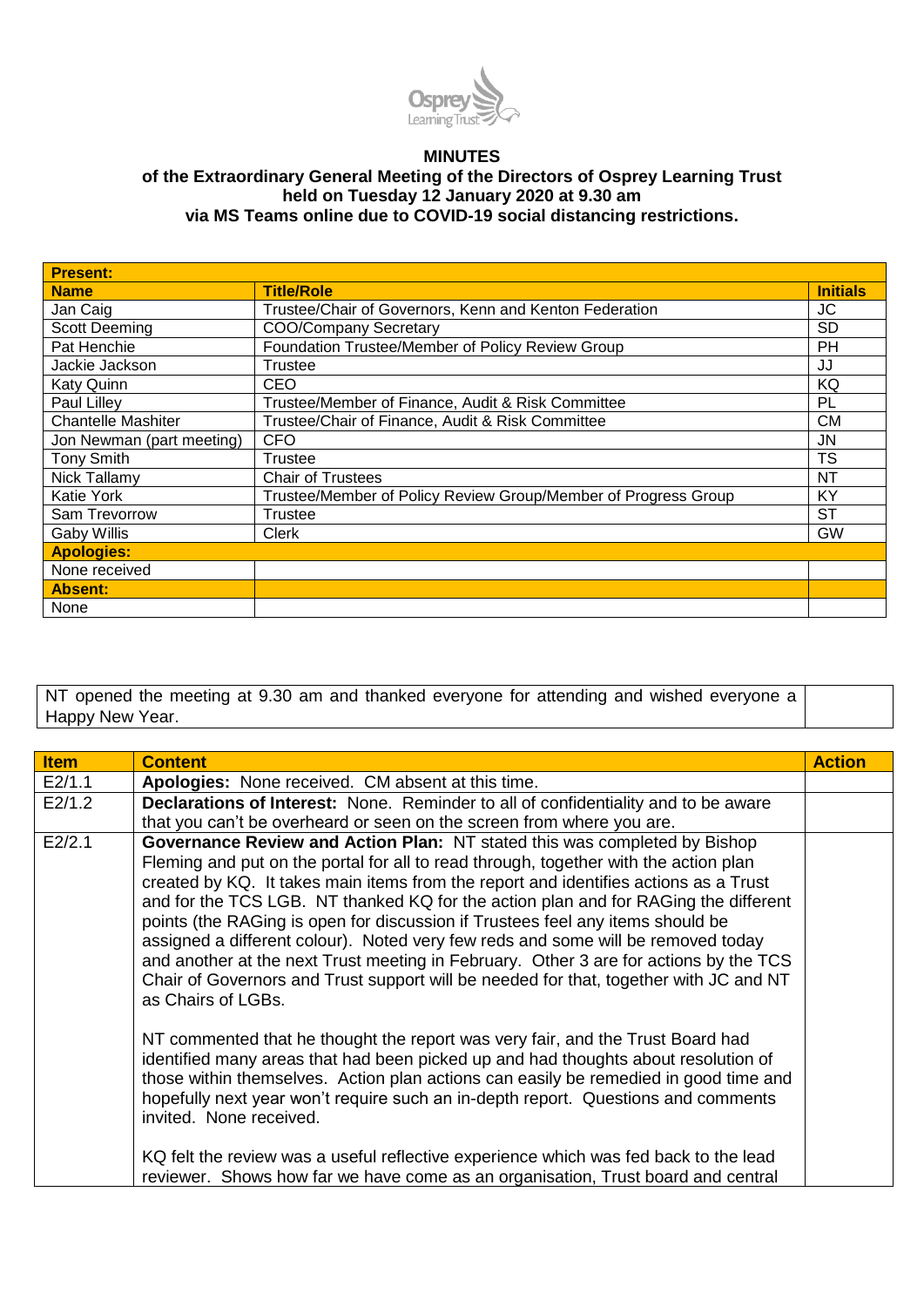**MINUTES**
**of the Extraordinary General Meeting of the Directors of Osprey Learning Trust**
**held on Tuesday 12 January 2020 at 9.30 am**
**via MS Teams online due to COVID-19 social distancing restrictions.**

| **Present:** | | |
|---|---|---|
| **Name** | **Title/Role** | **Initials** |
| Jan Caig | Trustee/Chair of Governors, Kenn and Kenton Federation | JC |
| Scott Deeming | COO/Company Secretary | SD |
| Pat Henchie | Foundation Trustee/Member of Policy Review Group | PH |
| Jackie Jackson | Trustee | JJ |
| Katy Quinn | CEO | KQ |
| Paul Lilley | Trustee/Member of Finance, Audit & Risk Committee | PL |
| Chantelle Mashiter | Trustee/Chair of Finance, Audit & Risk Committee | CM |
| Jon Newman (part meeting) | CFO | JN |
| Tony Smith | Trustee | TS |
| Nick Tallamy | Chair of Trustees | NT |
| Katie York | Trustee/Member of Policy Review Group/Member of Progress Group | KY |
| Sam Trevorrow | Trustee | ST |
| Gaby Willis | Clerk | GW |
| **Apologies:** | | |
| None received | | |
| **Absent:** | | |
| None | | |

NT opened the meeting at 9.30 am and thanked everyone for attending and wished everyone a Happy New Year.

| **Item** | **Content** | **Action** |
|---|---|---|
| E2/1.1 | **Apologies:** None received. CM absent at this time. | |
| E2/1.2 | **Declarations of Interest:** None. Reminder to all of confidentiality and to be aware that you can't be overheard or seen on the screen from where you are. | |
| E2/2.1 | **Governance Review and Action Plan:** NT stated this was completed by Bishop Fleming and put on the portal for all to read through, together with the action plan created by KQ. It takes main items from the report and identifies actions as a Trust and for the TCS LGB. NT thanked KQ for the action plan and for RAGing the different points (the RAGing is open for discussion if Trustees feel any items should be assigned a different colour). Noted very few reds and some will be removed today and another at the next Trust meeting in February. Other 3 are for actions by the TCS Chair of Governors and Trust support will be needed for that, together with JC and NT as Chairs of LGBs.<br><br>NT commented that he thought the report was very fair, and the Trust Board had identified many areas that had been picked up and had thoughts about resolution of those within themselves. Action plan actions can easily be remedied in good time and hopefully next year won't require such an in-depth report. Questions and comments invited. None received.<br><br>KQ felt the review was a useful reflective experience which was fed back to the lead reviewer. Shows how far we have come as an organisation, Trust board and central | |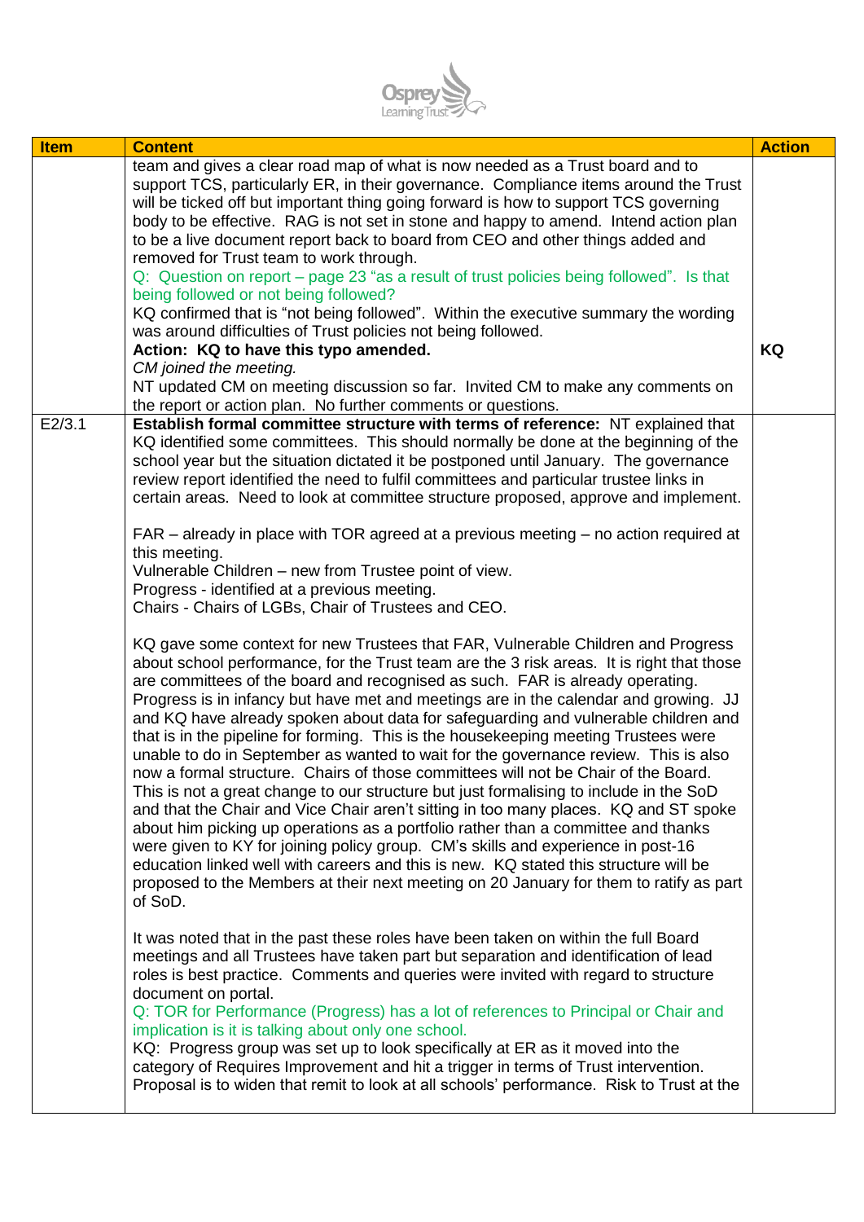| Item | Content | Action |
|---|---|---|
| | team and gives a clear road map of what is now needed as a Trust board and to support TCS, particularly ER, in their governance. Compliance items around the Trust will be ticked off but important thing going forward is how to support TCS governing body to be effective. RAG is not set in stone and happy to amend. Intend action plan to be a live document report back to board from CEO and other things added and removed for Trust team to work through.<br>Q: Question on report – page 23 "as a result of trust policies being followed". Is that being followed or not being followed?<br>KQ confirmed that is "not being followed". Within the executive summary the wording was around difficulties of Trust policies not being followed.<br>**Action: KQ to have this typo amended.**<br>*CM joined the meeting.*<br>NT updated CM on meeting discussion so far. Invited CM to make any comments on the report or action plan. No further comments or questions. | <br><br><br><br><br><br><br><br><br><br>**KQ** |
| E2/3.1 | **Establish formal committee structure with terms of reference:** NT explained that KQ identified some committees. This should normally be done at the beginning of the school year but the situation dictated it be postponed until January. The governance review report identified the need to fulfil committees and particular trustee links in certain areas. Need to look at committee structure proposed, approve and implement.<br><br>FAR – already in place with TOR agreed at a previous meeting – no action required at this meeting.<br>Vulnerable Children – new from Trustee point of view.<br>Progress - identified at a previous meeting.<br>Chairs - Chairs of LGBs, Chair of Trustees and CEO.<br><br>KQ gave some context for new Trustees that FAR, Vulnerable Children and Progress about school performance, for the Trust team are the 3 risk areas. It is right that those are committees of the board and recognised as such. FAR is already operating. Progress is in infancy but have met and meetings are in the calendar and growing. JJ and KQ have already spoken about data for safeguarding and vulnerable children and that is in the pipeline for forming. This is the housekeeping meeting Trustees were unable to do in September as wanted to wait for the governance review. This is also now a formal structure. Chairs of those committees will not be Chair of the Board. This is not a great change to our structure but just formalising to include in the SoD and that the Chair and Vice Chair aren't sitting in too many places. KQ and ST spoke about him picking up operations as a portfolio rather than a committee and thanks were given to KY for joining policy group. CM's skills and experience in post-16 education linked well with careers and this is new. KQ stated this structure will be proposed to the Members at their next meeting on 20 January for them to ratify as part of SoD.<br><br>It was noted that in the past these roles have been taken on within the full Board meetings and all Trustees have taken part but separation and identification of lead roles is best practice. Comments and queries were invited with regard to structure document on portal.<br>Q: TOR for Performance (Progress) has a lot of references to Principal or Chair and implication is it is talking about only one school.<br>KQ: Progress group was set up to look specifically at ER as it moved into the category of Requires Improvement and hit a trigger in terms of Trust intervention. Proposal is to widen that remit to look at all schools' performance. Risk to Trust at the | |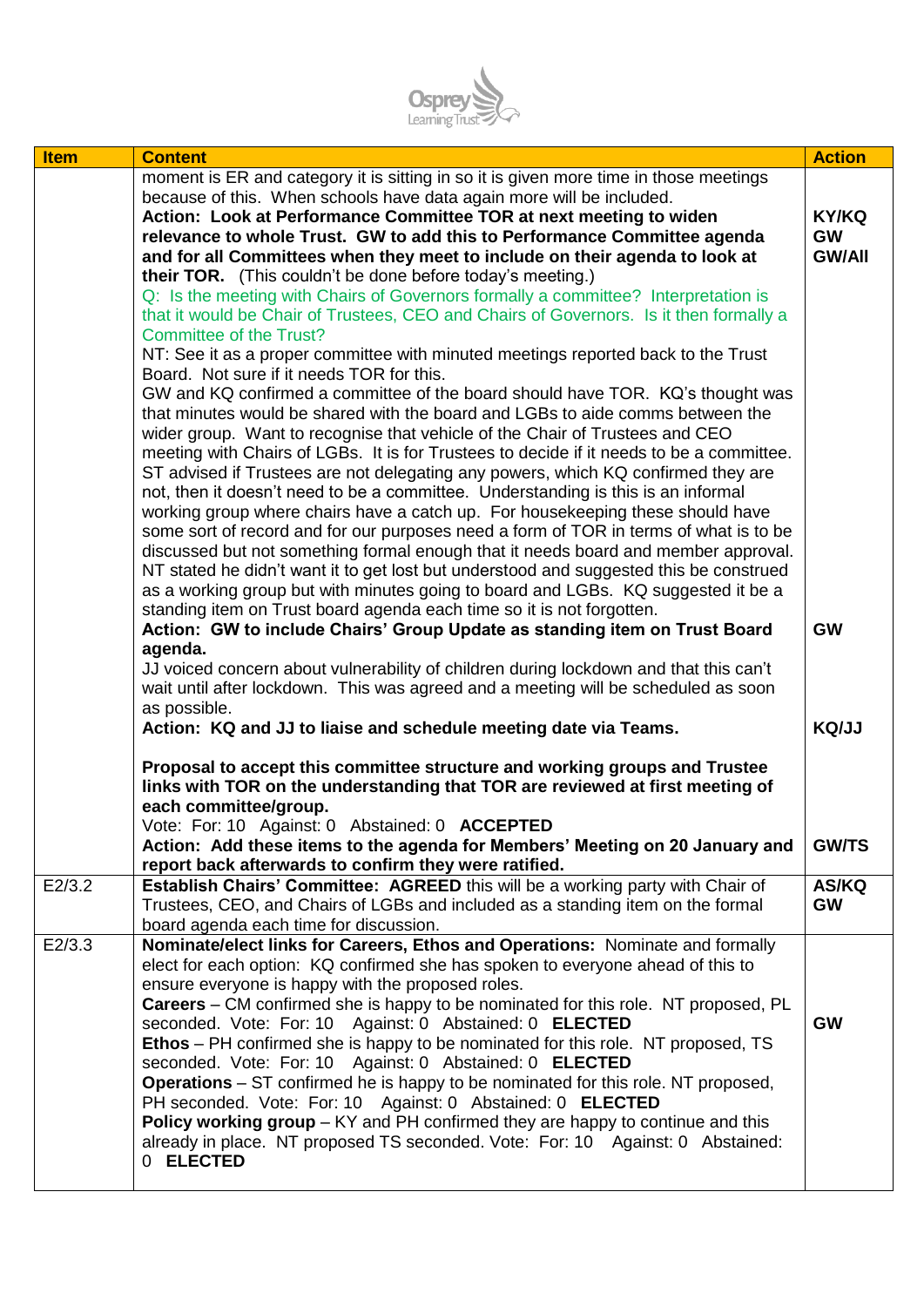| Item | Content | Action |
|---|---|---|
| | moment is ER and category it is sitting in so it is given more time in those meetings because of this. When schools have data again more will be included.<br>**Action: Look at Performance Committee TOR at next meeting to widen relevance to whole Trust. GW to add this to Performance Committee agenda and for all Committees when they meet to include on their agenda to look at their TOR.** (This couldn't be done before today's meeting.)<br>Q: Is the meeting with Chairs of Governors formally a committee? Interpretation is that it would be Chair of Trustees, CEO and Chairs of Governors. Is it then formally a Committee of the Trust?<br>NT: See it as a proper committee with minuted meetings reported back to the Trust Board. Not sure if it needs TOR for this.<br>GW and KQ confirmed a committee of the board should have TOR. KQ's thought was that minutes would be shared with the board and LGBs to aide comms between the wider group. Want to recognise that vehicle of the Chair of Trustees and CEO meeting with Chairs of LGBs. It is for Trustees to decide if it needs to be a committee. ST advised if Trustees are not delegating any powers, which KQ confirmed they are not, then it doesn't need to be a committee. Understanding is this is an informal working group where chairs have a catch up. For housekeeping these should have some sort of record and for our purposes need a form of TOR in terms of what is to be discussed but not something formal enough that it needs board and member approval. NT stated he didn't want it to get lost but understood and suggested this be construed as a working group but with minutes going to board and LGBs. KQ suggested it be a standing item on Trust board agenda each time so it is not forgotten.<br>**Action: GW to include Chairs' Group Update as standing item on Trust Board agenda.**<br>JJ voiced concern about vulnerability of children during lockdown and that this can't wait until after lockdown. This was agreed and a meeting will be scheduled as soon as possible.<br>**Action: KQ and JJ to liaise and schedule meeting date via Teams.**<br><br>**Proposal to accept this committee structure and working groups and Trustee links with TOR on the understanding that TOR are reviewed at first meeting of each committee/group.**<br>Vote: For: 10 Against: 0 Abstained: 0 **ACCEPTED**<br>**Action: Add these items to the agenda for Members' Meeting on 20 January and report back afterwards to confirm they were ratified.** | **KY/KQ**<br>**GW**<br>**GW/All**<br><br><br><br><br><br><br><br><br><br><br><br><br><br><br><br>**GW**<br><br><br><br>**KQ/JJ**<br><br><br><br><br><br>**GW/TS** |
| E2/3.2 | **Establish Chairs' Committee: AGREED** this will be a working party with Chair of Trustees, CEO, and Chairs of LGBs and included as a standing item on the formal board agenda each time for discussion. | **AS/KQ**<br>**GW** |
| E2/3.3 | **Nominate/elect links for Careers, Ethos and Operations:** Nominate and formally elect for each option: KQ confirmed she has spoken to everyone ahead of this to ensure everyone is happy with the proposed roles.<br>**Careers** – CM confirmed she is happy to be nominated for this role. NT proposed, PL seconded. Vote: For: 10 Against: 0 Abstained: 0 **ELECTED**<br>**Ethos** – PH confirmed she is happy to be nominated for this role. NT proposed, TS seconded. Vote: For: 10 Against: 0 Abstained: 0 **ELECTED**<br>**Operations** – ST confirmed he is happy to be nominated for this role. NT proposed, PH seconded. Vote: For: 10 Against: 0 Abstained: 0 **ELECTED**<br>**Policy working group** – KY and PH confirmed they are happy to continue and this already in place. NT proposed TS seconded. Vote: For: 10 Against: 0 Abstained: 0 **ELECTED** | <br><br><br><br>**GW** |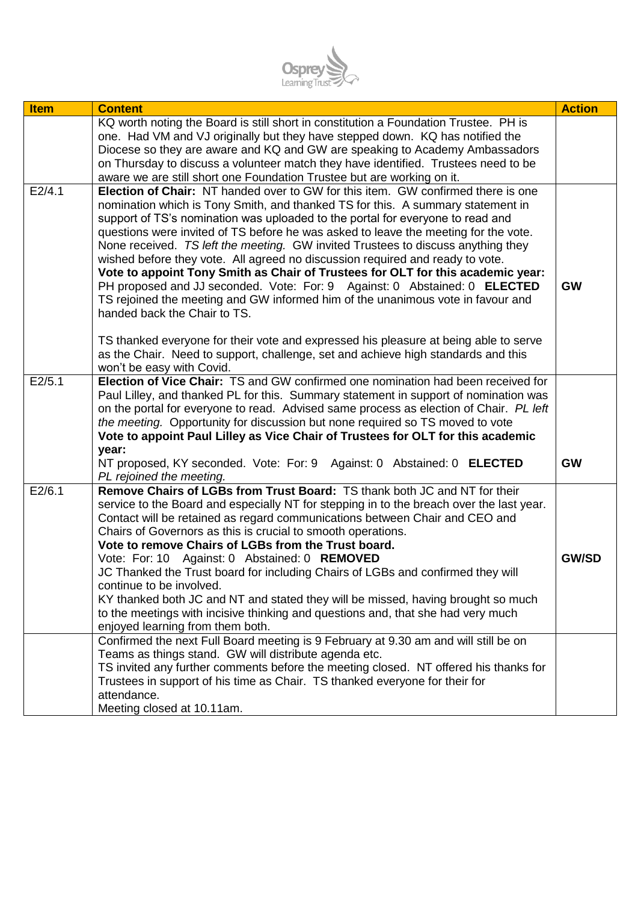| Item | Content | Action |
|---|---|---|
| | KQ worth noting the Board is still short in constitution a Foundation Trustee. PH is one. Had VM and VJ originally but they have stepped down. KQ has notified the Diocese so they are aware and KQ and GW are speaking to Academy Ambassadors on Thursday to discuss a volunteer match they have identified. Trustees need to be aware we are still short one Foundation Trustee but are working on it. | |
| E2/4.1 | **Election of Chair:** NT handed over to GW for this item. GW confirmed there is one nomination which is Tony Smith, and thanked TS for this. A summary statement in support of TS's nomination was uploaded to the portal for everyone to read and questions were invited of TS before he was asked to leave the meeting for the vote. None received. *TS left the meeting.* GW invited Trustees to discuss anything they wished before they vote. All agreed no discussion required and ready to vote.<br>**Vote to appoint Tony Smith as Chair of Trustees for OLT for this academic year:**<br>PH proposed and JJ seconded. Vote: For: 9 Against: 0 Abstained: 0 **ELECTED**<br>TS rejoined the meeting and GW informed him of the unanimous vote in favour and handed back the Chair to TS.<br><br>TS thanked everyone for their vote and expressed his pleasure at being able to serve as the Chair. Need to support, challenge, set and achieve high standards and this won't be easy with Covid. | **GW** |
| E2/5.1 | **Election of Vice Chair:** TS and GW confirmed one nomination had been received for Paul Lilley, and thanked PL for this. Summary statement in support of nomination was on the portal for everyone to read. Advised same process as election of Chair. *PL left the meeting.* Opportunity for discussion but none required so TS moved to vote<br>**Vote to appoint Paul Lilley as Vice Chair of Trustees for OLT for this academic year:**<br>NT proposed, KY seconded. Vote: For: 9 Against: 0 Abstained: 0 **ELECTED**<br>*PL rejoined the meeting.* | **GW** |
| E2/6.1 | **Remove Chairs of LGBs from Trust Board:** TS thank both JC and NT for their service to the Board and especially NT for stepping in to the breach over the last year. Contact will be retained as regard communications between Chair and CEO and Chairs of Governors as this is crucial to smooth operations.<br>**Vote to remove Chairs of LGBs from the Trust board.**<br>Vote: For: 10 Against: 0 Abstained: 0 **REMOVED**<br>JC Thanked the Trust board for including Chairs of LGBs and confirmed they will continue to be involved.<br>KY thanked both JC and NT and stated they will be missed, having brought so much to the meetings with incisive thinking and questions and, that she had very much enjoyed learning from them both. | **GW/SD** |
| | Confirmed the next Full Board meeting is 9 February at 9.30 am and will still be on Teams as things stand. GW will distribute agenda etc.<br>TS invited any further comments before the meeting closed. NT offered his thanks for Trustees in support of his time as Chair. TS thanked everyone for their for attendance.<br>Meeting closed at 10.11am. | |